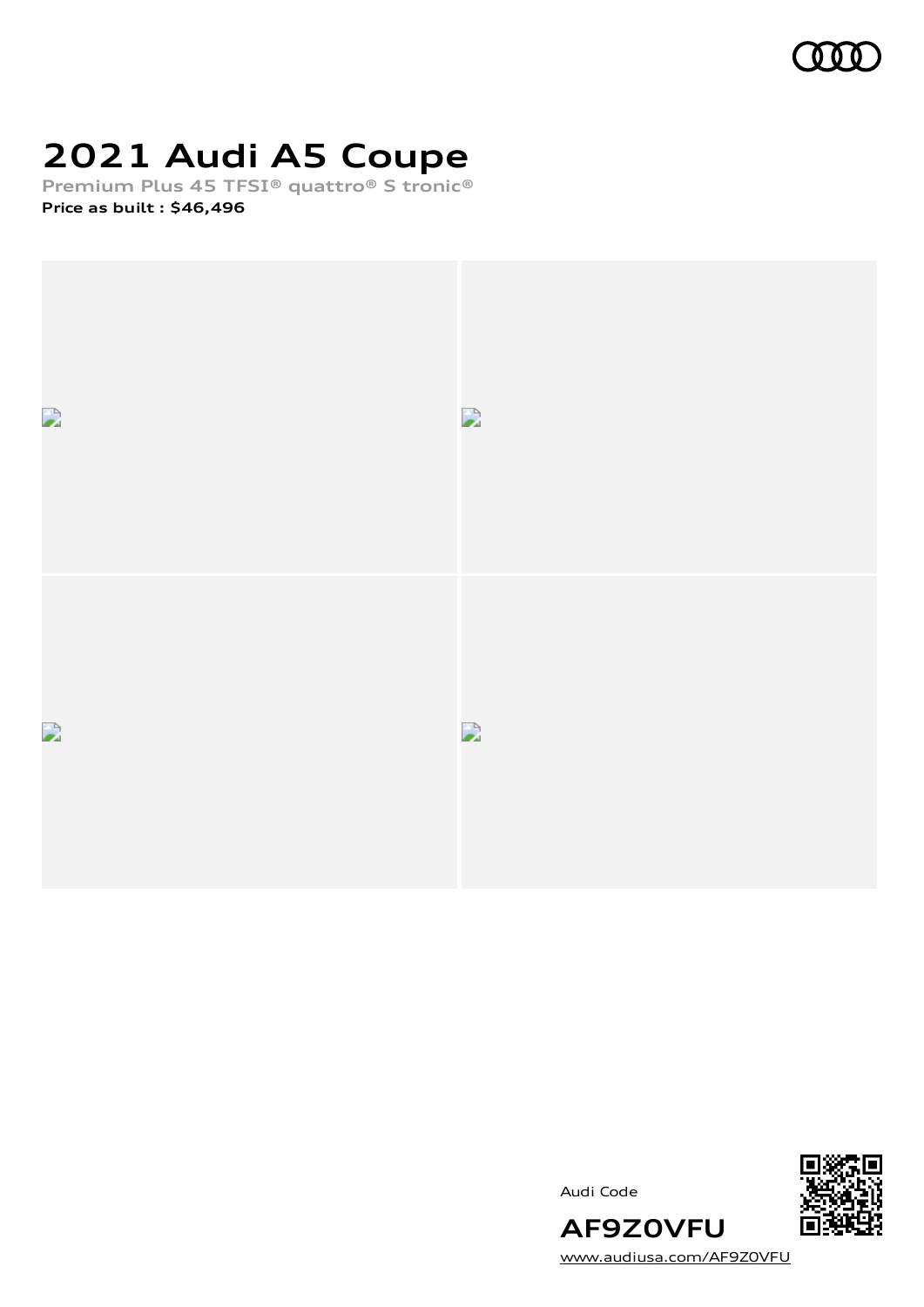# 2021 Audi A5 Coupe

Premium Plus 45 TFSI® quattro® S tronic®

**Price as built : $46,496**

Audi Code

**AF9Z0VFU**

www.audiusa.com/AF9Z0VFU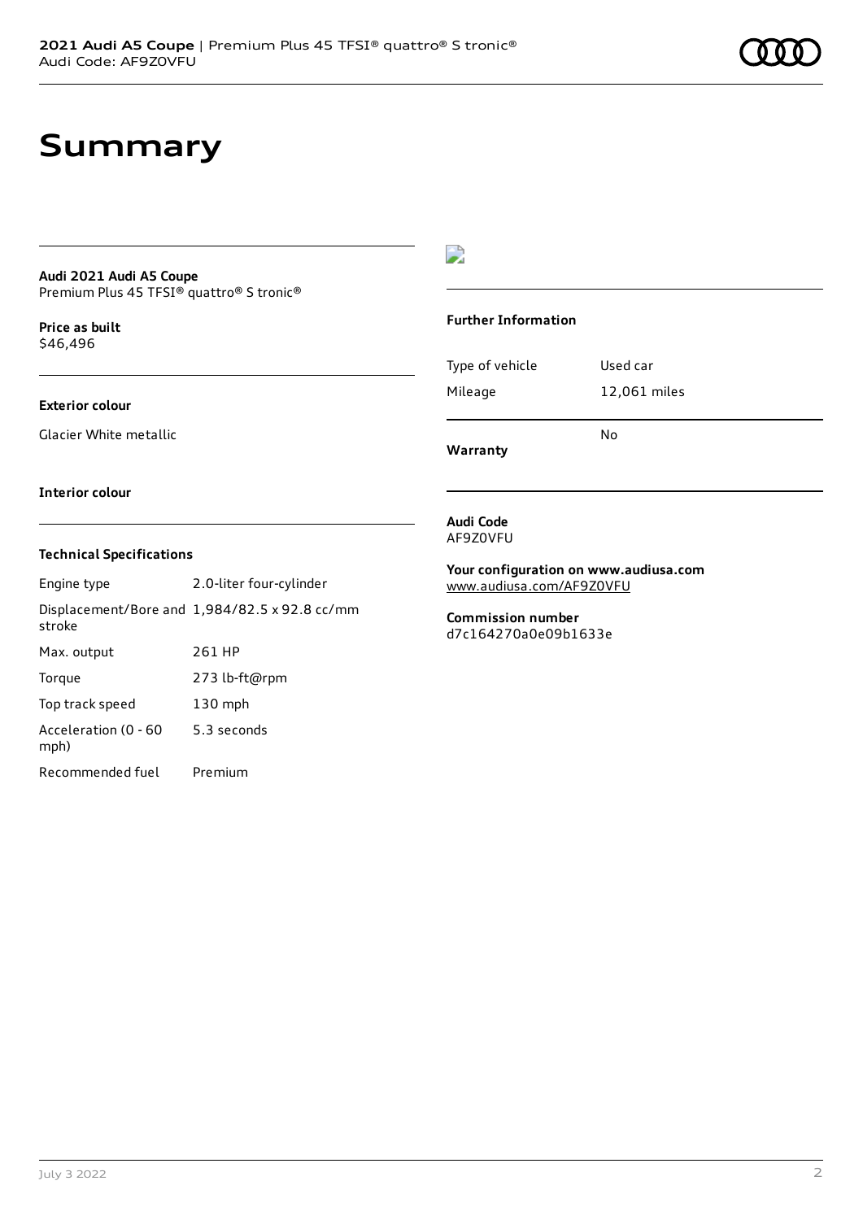# Summary

**Audi 2021 Audi A5 Coupe**
Premium Plus 45 TFSI® quattro® S tronic®

**Price as built**
$46,496

**Exterior colour**

Glacier White metallic

**Interior colour**

**Technical Specifications**

| | |
|---|---|
| Engine type | 2.0-liter four-cylinder |
| Displacement/Bore and stroke | 1,984/82.5 x 92.8 cc/mm |
| Max. output | 261 HP |
| Torque | 273 lb-ft@rpm |
| Top track speed | 130 mph |
| Acceleration (0 - 60 mph) | 5.3 seconds |
| Recommended fuel | Premium |

**Further Information**

| | |
|---|---|
| Type of vehicle | Used car |
| Mileage | 12,061 miles |
| **Warranty** | No |

**Audi Code**
AF9Z0VFU

**Your configuration on www.audiusa.com**
www.audiusa.com/AF9Z0VFU

**Commission number**
d7c164270a0e09b1633e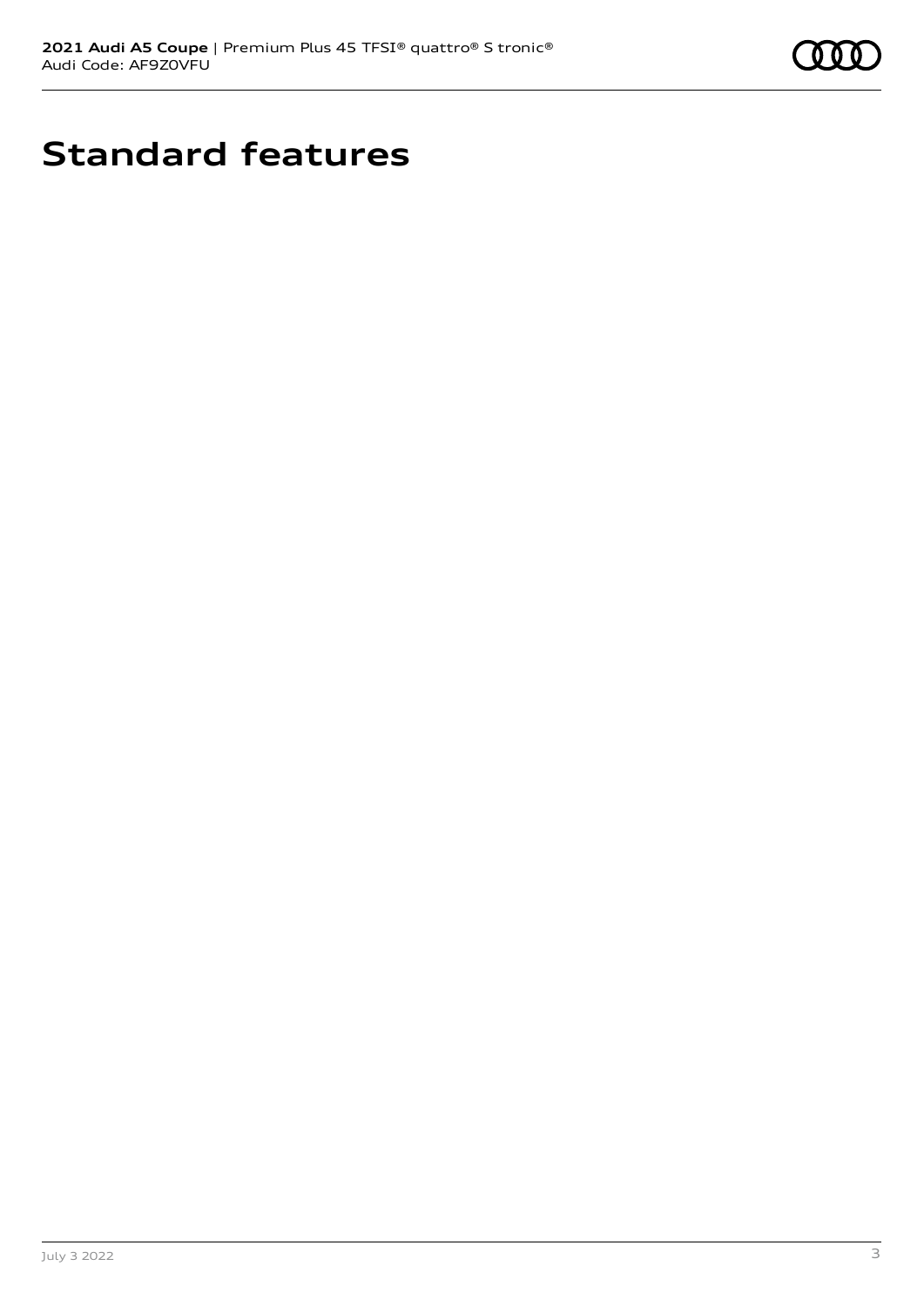# Standard features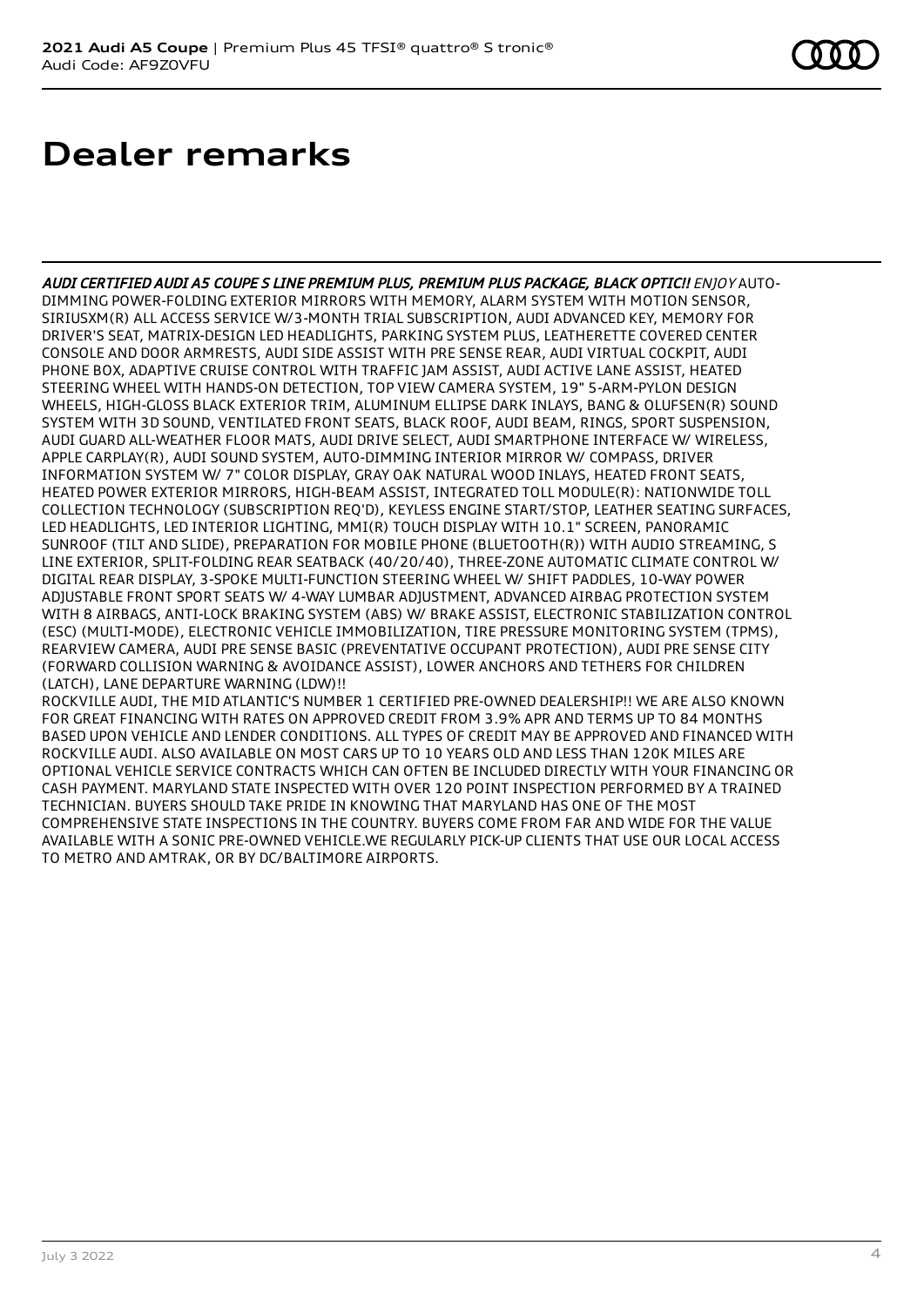# Dealer remarks

*AUDI CERTIFIED AUDI A5 COUPE S LINE PREMIUM PLUS, PREMIUM PLUS PACKAGE, BLACK OPTIC!! ENJOY* AUTO-DIMMING POWER-FOLDING EXTERIOR MIRRORS WITH MEMORY, ALARM SYSTEM WITH MOTION SENSOR, SIRIUSXM(R) ALL ACCESS SERVICE W/3-MONTH TRIAL SUBSCRIPTION, AUDI ADVANCED KEY, MEMORY FOR DRIVER'S SEAT, MATRIX-DESIGN LED HEADLIGHTS, PARKING SYSTEM PLUS, LEATHERETTE COVERED CENTER CONSOLE AND DOOR ARMRESTS, AUDI SIDE ASSIST WITH PRE SENSE REAR, AUDI VIRTUAL COCKPIT, AUDI PHONE BOX, ADAPTIVE CRUISE CONTROL WITH TRAFFIC JAM ASSIST, AUDI ACTIVE LANE ASSIST, HEATED STEERING WHEEL WITH HANDS-ON DETECTION, TOP VIEW CAMERA SYSTEM, 19" 5-ARM-PYLON DESIGN WHEELS, HIGH-GLOSS BLACK EXTERIOR TRIM, ALUMINUM ELLIPSE DARK INLAYS, BANG & OLUFSEN(R) SOUND SYSTEM WITH 3D SOUND, VENTILATED FRONT SEATS, BLACK ROOF, AUDI BEAM, RINGS, SPORT SUSPENSION, AUDI GUARD ALL-WEATHER FLOOR MATS, AUDI DRIVE SELECT, AUDI SMARTPHONE INTERFACE W/ WIRELESS, APPLE CARPLAY(R), AUDI SOUND SYSTEM, AUTO-DIMMING INTERIOR MIRROR W/ COMPASS, DRIVER INFORMATION SYSTEM W/ 7" COLOR DISPLAY, GRAY OAK NATURAL WOOD INLAYS, HEATED FRONT SEATS, HEATED POWER EXTERIOR MIRRORS, HIGH-BEAM ASSIST, INTEGRATED TOLL MODULE(R): NATIONWIDE TOLL COLLECTION TECHNOLOGY (SUBSCRIPTION REQ'D), KEYLESS ENGINE START/STOP, LEATHER SEATING SURFACES, LED HEADLIGHTS, LED INTERIOR LIGHTING, MMI(R) TOUCH DISPLAY WITH 10.1" SCREEN, PANORAMIC SUNROOF (TILT AND SLIDE), PREPARATION FOR MOBILE PHONE (BLUETOOTH(R)) WITH AUDIO STREAMING, S LINE EXTERIOR, SPLIT-FOLDING REAR SEATBACK (40/20/40), THREE-ZONE AUTOMATIC CLIMATE CONTROL W/ DIGITAL REAR DISPLAY, 3-SPOKE MULTI-FUNCTION STEERING WHEEL W/ SHIFT PADDLES, 10-WAY POWER ADJUSTABLE FRONT SPORT SEATS W/ 4-WAY LUMBAR ADJUSTMENT, ADVANCED AIRBAG PROTECTION SYSTEM WITH 8 AIRBAGS, ANTI-LOCK BRAKING SYSTEM (ABS) W/ BRAKE ASSIST, ELECTRONIC STABILIZATION CONTROL (ESC) (MULTI-MODE), ELECTRONIC VEHICLE IMMOBILIZATION, TIRE PRESSURE MONITORING SYSTEM (TPMS), REARVIEW CAMERA, AUDI PRE SENSE BASIC (PREVENTATIVE OCCUPANT PROTECTION), AUDI PRE SENSE CITY (FORWARD COLLISION WARNING & AVOIDANCE ASSIST), LOWER ANCHORS AND TETHERS FOR CHILDREN (LATCH), LANE DEPARTURE WARNING (LDW)!!

ROCKVILLE AUDI, THE MID ATLANTIC'S NUMBER 1 CERTIFIED PRE-OWNED DEALERSHIP!! WE ARE ALSO KNOWN FOR GREAT FINANCING WITH RATES ON APPROVED CREDIT FROM 3.9% APR AND TERMS UP TO 84 MONTHS BASED UPON VEHICLE AND LENDER CONDITIONS. ALL TYPES OF CREDIT MAY BE APPROVED AND FINANCED WITH ROCKVILLE AUDI. ALSO AVAILABLE ON MOST CARS UP TO 10 YEARS OLD AND LESS THAN 120K MILES ARE OPTIONAL VEHICLE SERVICE CONTRACTS WHICH CAN OFTEN BE INCLUDED DIRECTLY WITH YOUR FINANCING OR CASH PAYMENT. MARYLAND STATE INSPECTED WITH OVER 120 POINT INSPECTION PERFORMED BY A TRAINED TECHNICIAN. BUYERS SHOULD TAKE PRIDE IN KNOWING THAT MARYLAND HAS ONE OF THE MOST COMPREHENSIVE STATE INSPECTIONS IN THE COUNTRY. BUYERS COME FROM FAR AND WIDE FOR THE VALUE AVAILABLE WITH A SONIC PRE-OWNED VEHICLE.WE REGULARLY PICK-UP CLIENTS THAT USE OUR LOCAL ACCESS TO METRO AND AMTRAK, OR BY DC/BALTIMORE AIRPORTS.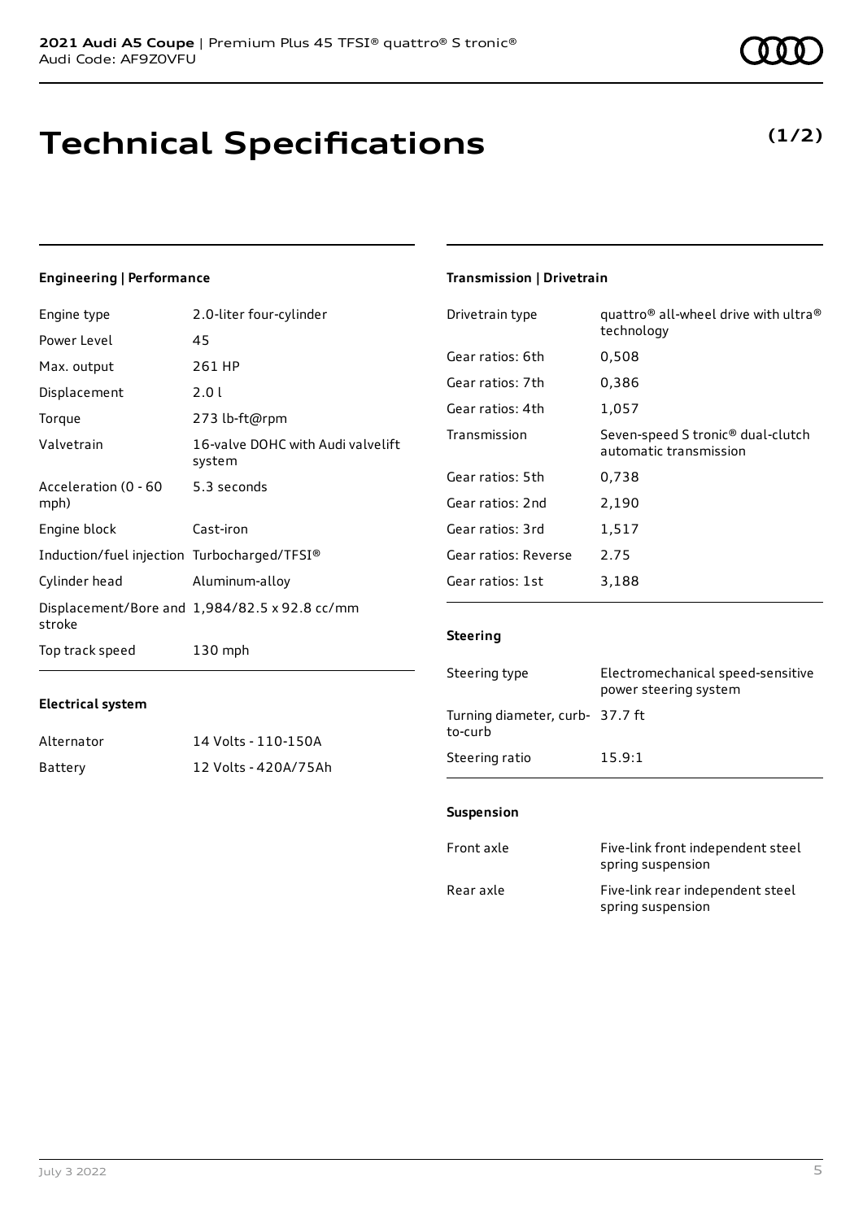# Technical Specifications

**(1/2)**

## Engineering | Performance

| | |
|---|---|
| Engine type | 2.0-liter four-cylinder |
| Power Level | 45 |
| Max. output | 261 HP |
| Displacement | 2.0 l |
| Torque | 273 lb-ft@rpm |
| Valvetrain | 16-valve DOHC with Audi valvelift system |
| Acceleration (0 - 60 mph) | 5.3 seconds |
| Engine block | Cast-iron |
| Induction/fuel injection | Turbocharged/TFSI® |
| Cylinder head | Aluminum-alloy |
| Displacement/Bore and stroke | 1,984/82.5 x 92.8 cc/mm |
| Top track speed | 130 mph |

## Electrical system

| | |
|---|---|
| Alternator | 14 Volts - 110-150A |
| Battery | 12 Volts - 420A/75Ah |

## Transmission | Drivetrain

| | |
|---|---|
| Drivetrain type | quattro® all-wheel drive with ultra® technology |
| Gear ratios: 6th | 0,508 |
| Gear ratios: 7th | 0,386 |
| Gear ratios: 4th | 1,057 |
| Transmission | Seven-speed S tronic® dual-clutch automatic transmission |
| Gear ratios: 5th | 0,738 |
| Gear ratios: 2nd | 2,190 |
| Gear ratios: 3rd | 1,517 |
| Gear ratios: Reverse | 2.75 |
| Gear ratios: 1st | 3,188 |

## Steering

| | |
|---|---|
| Steering type | Electromechanical speed-sensitive power steering system |
| Turning diameter, curb-to-curb | 37.7 ft |
| Steering ratio | 15.9:1 |

## Suspension

| | |
|---|---|
| Front axle | Five-link front independent steel spring suspension |
| Rear axle | Five-link rear independent steel spring suspension |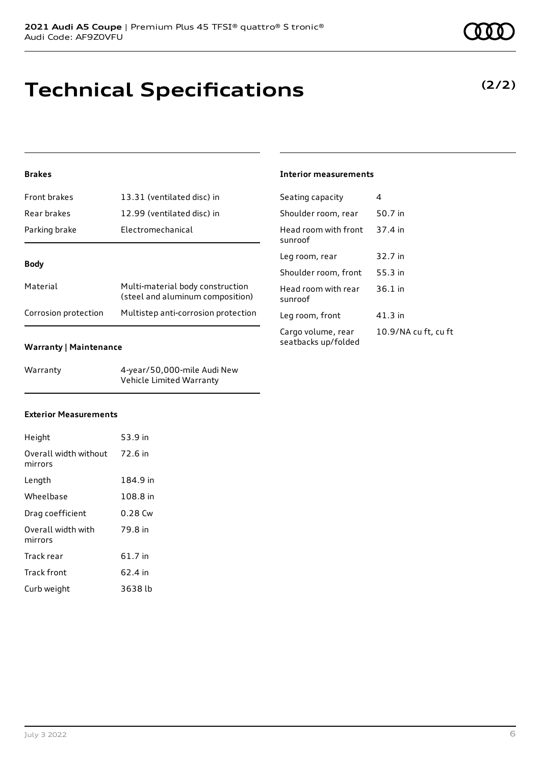# Technical Specifications

**(2/2)**

### Brakes

| | |
|---|---|
| Front brakes | 13.31 (ventilated disc) in |
| Rear brakes | 12.99 (ventilated disc) in |
| Parking brake | Electromechanical |

### Body

| | |
|---|---|
| Material | Multi-material body construction (steel and aluminum composition) |
| Corrosion protection | Multistep anti-corrosion protection |

### Warranty | Maintenance

| | |
|---|---|
| Warranty | 4-year/50,000-mile Audi New Vehicle Limited Warranty |

### Exterior Measurements

| | |
|---|---|
| Height | 53.9 in |
| Overall width without mirrors | 72.6 in |
| Length | 184.9 in |
| Wheelbase | 108.8 in |
| Drag coefficient | 0.28 Cw |
| Overall width with mirrors | 79.8 in |
| Track rear | 61.7 in |
| Track front | 62.4 in |
| Curb weight | 3638 lb |

### Interior measurements

| | |
|---|---|
| Seating capacity | 4 |
| Shoulder room, rear | 50.7 in |
| Head room with front sunroof | 37.4 in |
| Leg room, rear | 32.7 in |
| Shoulder room, front | 55.3 in |
| Head room with rear sunroof | 36.1 in |
| Leg room, front | 41.3 in |
| Cargo volume, rear seatbacks up/folded | 10.9/NA cu ft, cu ft |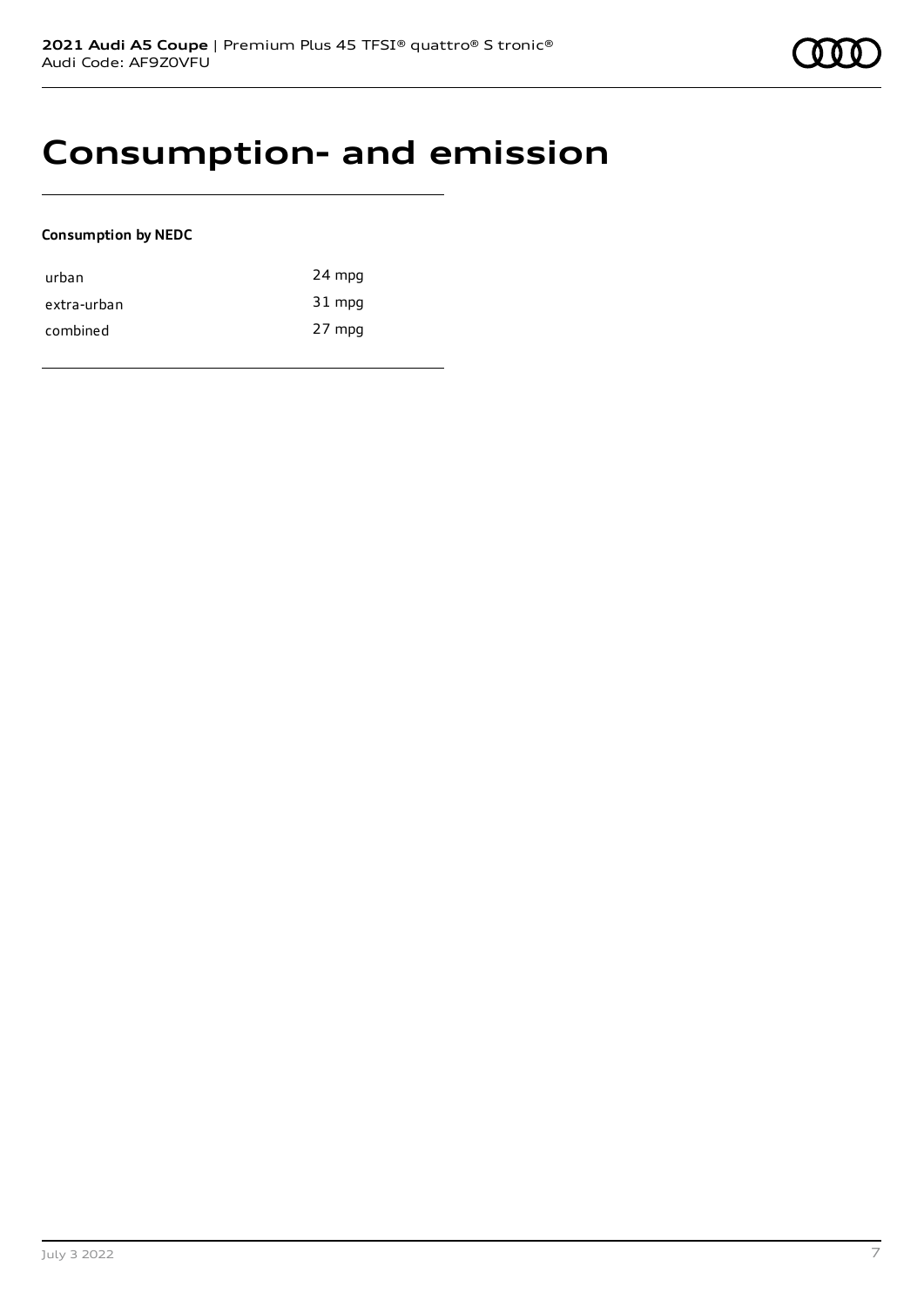# Consumption- and emission

**Consumption by NEDC**

| | |
|---|---|
| urban | 24 mpg |
| extra-urban | 31 mpg |
| combined | 27 mpg |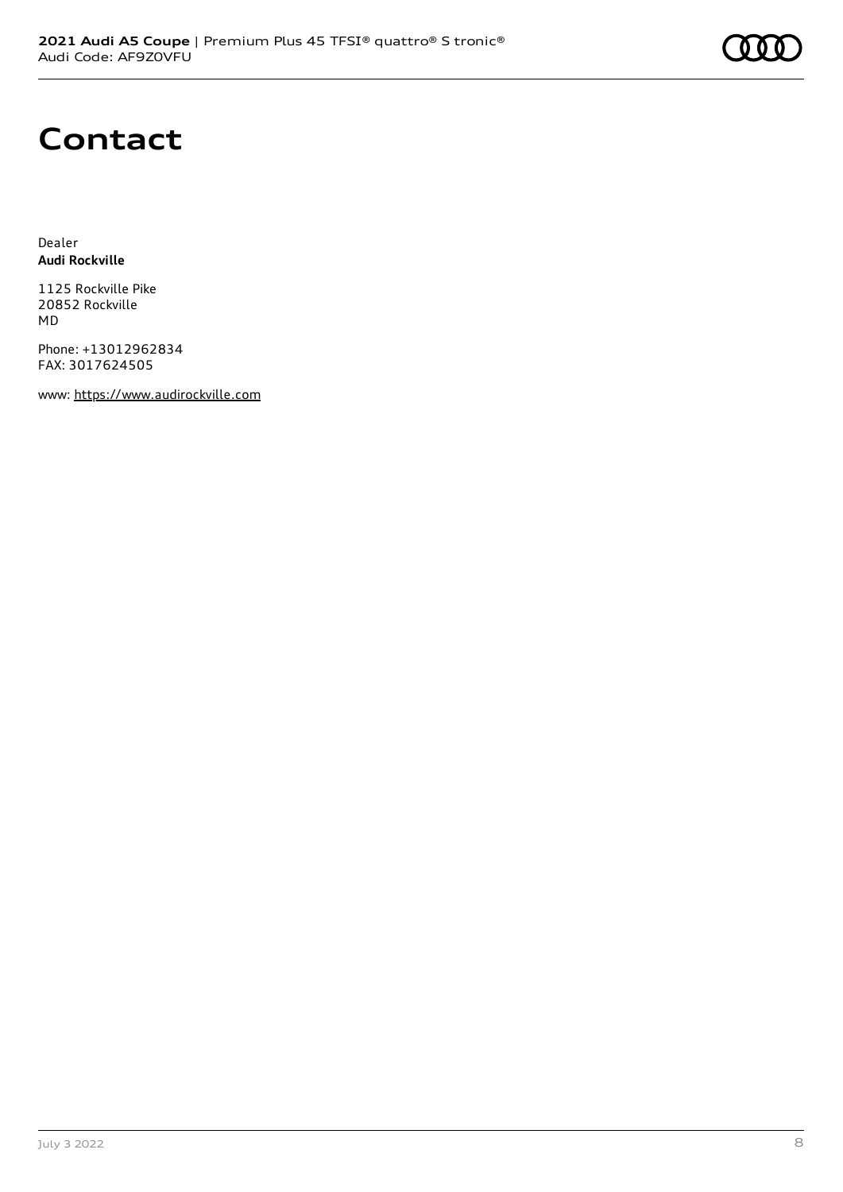# Contact

Dealer
**Audi Rockville**

1125 Rockville Pike
20852 Rockville
MD

Phone: +13012962834
FAX: 3017624505

www: https://www.audirockville.com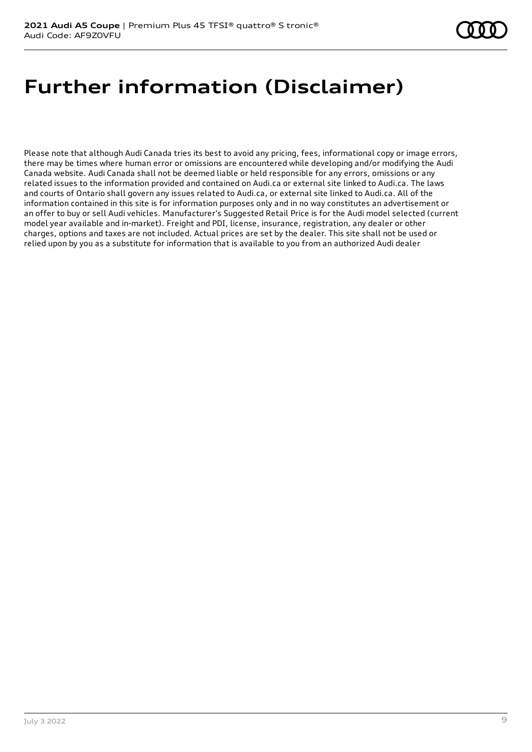# Further information (Disclaimer)

Please note that although Audi Canada tries its best to avoid any pricing, fees, informational copy or image errors, there may be times where human error or omissions are encountered while developing and/or modifying the Audi Canada website. Audi Canada shall not be deemed liable or held responsible for any errors, omissions or any related issues to the information provided and contained on Audi.ca or external site linked to Audi.ca. The laws and courts of Ontario shall govern any issues related to Audi.ca, or external site linked to Audi.ca. All of the information contained in this site is for information purposes only and in no way constitutes an advertisement or an offer to buy or sell Audi vehicles. Manufacturer's Suggested Retail Price is for the Audi model selected (current model year available and in-market). Freight and PDI, license, insurance, registration, any dealer or other charges, options and taxes are not included. Actual prices are set by the dealer. This site shall not be used or relied upon by you as a substitute for information that is available to you from an authorized Audi dealer